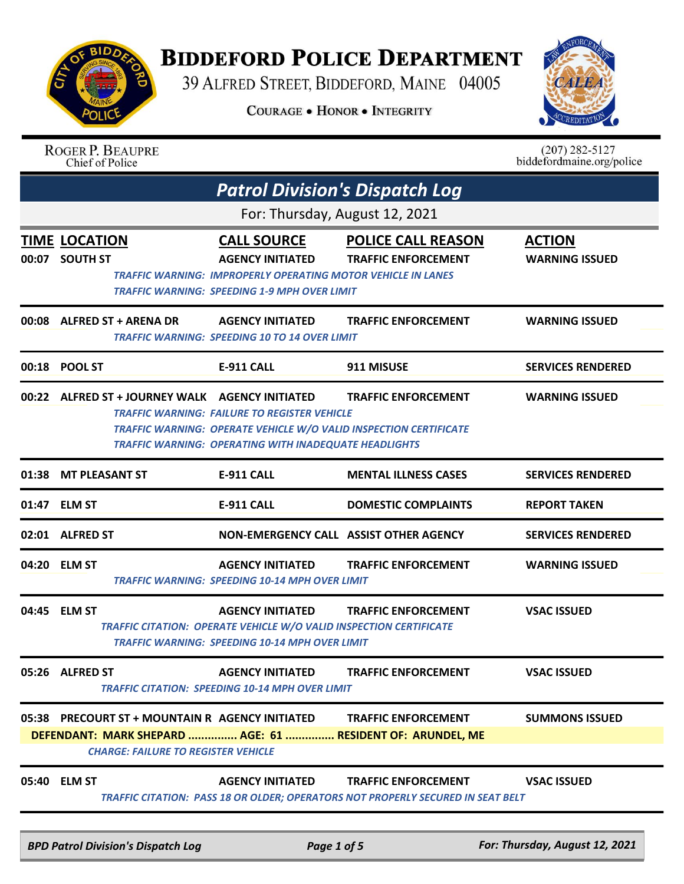# BIDDEFORD POLICE DEPARTMENT

39 ALFRED STREET, BIDDEFORD, MAINE 04005

COURAGE • HONOR • INTEGRITY

ROGER P. BEAUPRE
Chief of Police

(207) 282-5127
biddefordmaine.org/police

## *Patrol Division's Dispatch Log*

For: Thursday, August 12, 2021

| TIME | LOCATION | CALL SOURCE | POLICE CALL REASON | ACTION |
|---|---|---|---|---|
| 00:07 | SOUTH ST | AGENCY INITIATED | TRAFFIC ENFORCEMENT | WARNING ISSUED |
| | *TRAFFIC WARNING: IMPROPERLY OPERATING MOTOR VEHICLE IN LANES* | | | |
| | *TRAFFIC WARNING: SPEEDING 1-9 MPH OVER LIMIT* | | | |
| 00:08 | ALFRED ST + ARENA DR | AGENCY INITIATED | TRAFFIC ENFORCEMENT | WARNING ISSUED |
| | *TRAFFIC WARNING: SPEEDING 10 TO 14 OVER LIMIT* | | | |
| 00:18 | POOL ST | E-911 CALL | 911 MISUSE | SERVICES RENDERED |
| 00:22 | ALFRED ST + JOURNEY WALK | AGENCY INITIATED | TRAFFIC ENFORCEMENT | WARNING ISSUED |
| | *TRAFFIC WARNING: FAILURE TO REGISTER VEHICLE* | | | |
| | *TRAFFIC WARNING: OPERATE VEHICLE W/O VALID INSPECTION CERTIFICATE* | | | |
| | *TRAFFIC WARNING: OPERATING WITH INADEQUATE HEADLIGHTS* | | | |
| 01:38 | MT PLEASANT ST | E-911 CALL | MENTAL ILLNESS CASES | SERVICES RENDERED |
| 01:47 | ELM ST | E-911 CALL | DOMESTIC COMPLAINTS | REPORT TAKEN |
| 02:01 | ALFRED ST | NON-EMERGENCY CALL | ASSIST OTHER AGENCY | SERVICES RENDERED |
| 04:20 | ELM ST | AGENCY INITIATED | TRAFFIC ENFORCEMENT | WARNING ISSUED |
| | *TRAFFIC WARNING: SPEEDING 10-14 MPH OVER LIMIT* | | | |
| 04:45 | ELM ST | AGENCY INITIATED | TRAFFIC ENFORCEMENT | VSAC ISSUED |
| | *TRAFFIC CITATION: OPERATE VEHICLE W/O VALID INSPECTION CERTIFICATE* | | | |
| | *TRAFFIC WARNING: SPEEDING 10-14 MPH OVER LIMIT* | | | |
| 05:26 | ALFRED ST | AGENCY INITIATED | TRAFFIC ENFORCEMENT | VSAC ISSUED |
| | *TRAFFIC CITATION: SPEEDING 10-14 MPH OVER LIMIT* | | | |
| 05:38 | PRECOURT ST + MOUNTAIN R | AGENCY INITIATED | TRAFFIC ENFORCEMENT | SUMMONS ISSUED |
| | **DEFENDANT: MARK SHEPARD ............... AGE: 61 ............... RESIDENT OF: ARUNDEL, ME** | | | |
| | *CHARGE: FAILURE TO REGISTER VEHICLE* | | | |
| 05:40 | ELM ST | AGENCY INITIATED | TRAFFIC ENFORCEMENT | VSAC ISSUED |
| | *TRAFFIC CITATION: PASS 18 OR OLDER; OPERATORS NOT PROPERLY SECURED IN SEAT BELT* | | | |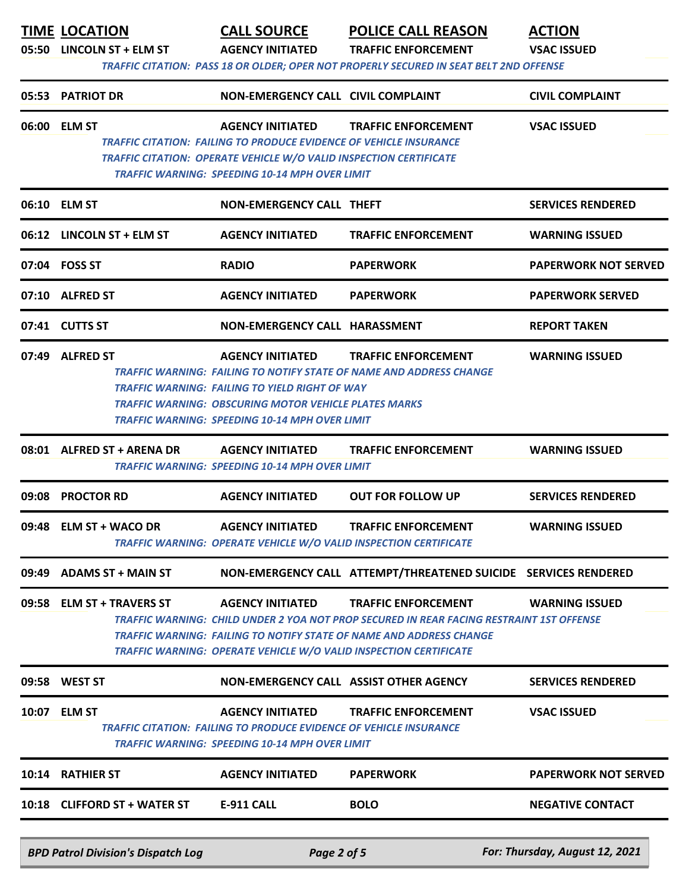| TIME | LOCATION | CALL SOURCE | POLICE CALL REASON | ACTION |
|---|---|---|---|---|
| 05:50 | LINCOLN ST + ELM ST | AGENCY INITIATED | TRAFFIC ENFORCEMENT | VSAC ISSUED |
| | *TRAFFIC CITATION: PASS 18 OR OLDER; OPER NOT PROPERLY SECURED IN SEAT BELT 2ND OFFENSE* | | | |
| 05:53 | PATRIOT DR | NON-EMERGENCY CALL | CIVIL COMPLAINT | CIVIL COMPLAINT |
| 06:00 | ELM ST | AGENCY INITIATED | TRAFFIC ENFORCEMENT | VSAC ISSUED |
| | *TRAFFIC CITATION: FAILING TO PRODUCE EVIDENCE OF VEHICLE INSURANCE* | | | |
| | *TRAFFIC CITATION: OPERATE VEHICLE W/O VALID INSPECTION CERTIFICATE* | | | |
| | *TRAFFIC WARNING: SPEEDING 10-14 MPH OVER LIMIT* | | | |
| 06:10 | ELM ST | NON-EMERGENCY CALL | THEFT | SERVICES RENDERED |
| 06:12 | LINCOLN ST + ELM ST | AGENCY INITIATED | TRAFFIC ENFORCEMENT | WARNING ISSUED |
| 07:04 | FOSS ST | RADIO | PAPERWORK | PAPERWORK NOT SERVED |
| 07:10 | ALFRED ST | AGENCY INITIATED | PAPERWORK | PAPERWORK SERVED |
| 07:41 | CUTTS ST | NON-EMERGENCY CALL | HARASSMENT | REPORT TAKEN |
| 07:49 | ALFRED ST | AGENCY INITIATED | TRAFFIC ENFORCEMENT | WARNING ISSUED |
| | *TRAFFIC WARNING: FAILING TO NOTIFY STATE OF NAME AND ADDRESS CHANGE* | | | |
| | *TRAFFIC WARNING: FAILING TO YIELD RIGHT OF WAY* | | | |
| | *TRAFFIC WARNING: OBSCURING MOTOR VEHICLE PLATES MARKS* | | | |
| | *TRAFFIC WARNING: SPEEDING 10-14 MPH OVER LIMIT* | | | |
| 08:01 | ALFRED ST + ARENA DR | AGENCY INITIATED | TRAFFIC ENFORCEMENT | WARNING ISSUED |
| | *TRAFFIC WARNING: SPEEDING 10-14 MPH OVER LIMIT* | | | |
| 09:08 | PROCTOR RD | AGENCY INITIATED | OUT FOR FOLLOW UP | SERVICES RENDERED |
| 09:48 | ELM ST + WACO DR | AGENCY INITIATED | TRAFFIC ENFORCEMENT | WARNING ISSUED |
| | *TRAFFIC WARNING: OPERATE VEHICLE W/O VALID INSPECTION CERTIFICATE* | | | |
| 09:49 | ADAMS ST + MAIN ST | NON-EMERGENCY CALL | ATTEMPT/THREATENED SUICIDE | SERVICES RENDERED |
| 09:58 | ELM ST + TRAVERS ST | AGENCY INITIATED | TRAFFIC ENFORCEMENT | WARNING ISSUED |
| | *TRAFFIC WARNING: CHILD UNDER 2 YOA NOT PROP SECURED IN REAR FACING RESTRAINT 1ST OFFENSE* | | | |
| | *TRAFFIC WARNING: FAILING TO NOTIFY STATE OF NAME AND ADDRESS CHANGE* | | | |
| | *TRAFFIC WARNING: OPERATE VEHICLE W/O VALID INSPECTION CERTIFICATE* | | | |
| 09:58 | WEST ST | NON-EMERGENCY CALL | ASSIST OTHER AGENCY | SERVICES RENDERED |
| 10:07 | ELM ST | AGENCY INITIATED | TRAFFIC ENFORCEMENT | VSAC ISSUED |
| | *TRAFFIC CITATION: FAILING TO PRODUCE EVIDENCE OF VEHICLE INSURANCE* | | | |
| | *TRAFFIC WARNING: SPEEDING 10-14 MPH OVER LIMIT* | | | |
| 10:14 | RATHIER ST | AGENCY INITIATED | PAPERWORK | PAPERWORK NOT SERVED |
| 10:18 | CLIFFORD ST + WATER ST | E-911 CALL | BOLO | NEGATIVE CONTACT |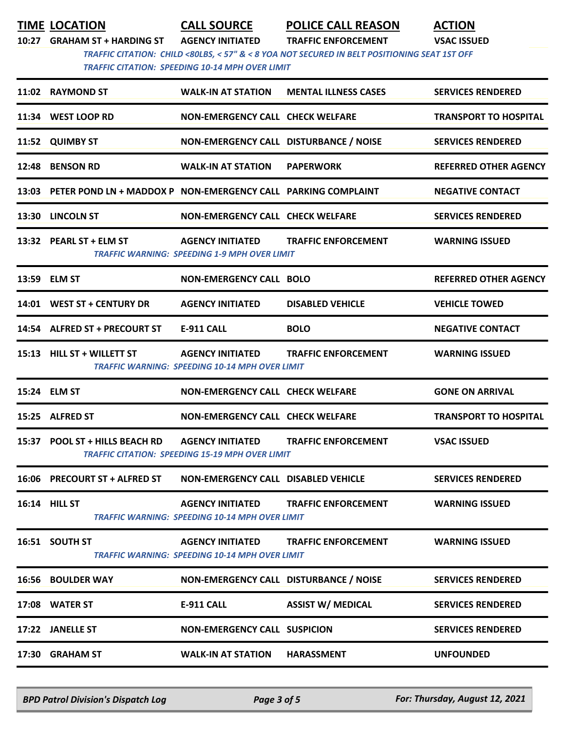| TIME | LOCATION | CALL SOURCE | POLICE CALL REASON | ACTION |
| --- | --- | --- | --- | --- |
| 10:27 | GRAHAM ST + HARDING ST | AGENCY INITIATED | TRAFFIC ENFORCEMENT | VSAC ISSUED |
| | *TRAFFIC CITATION: CHILD <80LBS, < 57" & < 8 YOA NOT SECURED IN BELT POSITIONING SEAT 1ST OFF* | | | |
| | *TRAFFIC CITATION: SPEEDING 10-14 MPH OVER LIMIT* | | | |
| 11:02 | RAYMOND ST | WALK-IN AT STATION | MENTAL ILLNESS CASES | SERVICES RENDERED |
| 11:34 | WEST LOOP RD | NON-EMERGENCY CALL | CHECK WELFARE | TRANSPORT TO HOSPITAL |
| 11:52 | QUIMBY ST | NON-EMERGENCY CALL | DISTURBANCE / NOISE | SERVICES RENDERED |
| 12:48 | BENSON RD | WALK-IN AT STATION | PAPERWORK | REFERRED OTHER AGENCY |
| 13:03 | PETER POND LN + MADDOX P | NON-EMERGENCY CALL | PARKING COMPLAINT | NEGATIVE CONTACT |
| 13:30 | LINCOLN ST | NON-EMERGENCY CALL | CHECK WELFARE | SERVICES RENDERED |
| 13:32 | PEARL ST + ELM ST | AGENCY INITIATED | TRAFFIC ENFORCEMENT | WARNING ISSUED |
| | *TRAFFIC WARNING: SPEEDING 1-9 MPH OVER LIMIT* | | | |
| 13:59 | ELM ST | NON-EMERGENCY CALL | BOLO | REFERRED OTHER AGENCY |
| 14:01 | WEST ST + CENTURY DR | AGENCY INITIATED | DISABLED VEHICLE | VEHICLE TOWED |
| 14:54 | ALFRED ST + PRECOURT ST | E-911 CALL | BOLO | NEGATIVE CONTACT |
| 15:13 | HILL ST + WILLETT ST | AGENCY INITIATED | TRAFFIC ENFORCEMENT | WARNING ISSUED |
| | *TRAFFIC WARNING: SPEEDING 10-14 MPH OVER LIMIT* | | | |
| 15:24 | ELM ST | NON-EMERGENCY CALL | CHECK WELFARE | GONE ON ARRIVAL |
| 15:25 | ALFRED ST | NON-EMERGENCY CALL | CHECK WELFARE | TRANSPORT TO HOSPITAL |
| 15:37 | POOL ST + HILLS BEACH RD | AGENCY INITIATED | TRAFFIC ENFORCEMENT | VSAC ISSUED |
| | *TRAFFIC CITATION: SPEEDING 15-19 MPH OVER LIMIT* | | | |
| 16:06 | PRECOURT ST + ALFRED ST | NON-EMERGENCY CALL | DISABLED VEHICLE | SERVICES RENDERED |
| 16:14 | HILL ST | AGENCY INITIATED | TRAFFIC ENFORCEMENT | WARNING ISSUED |
| | *TRAFFIC WARNING: SPEEDING 10-14 MPH OVER LIMIT* | | | |
| 16:51 | SOUTH ST | AGENCY INITIATED | TRAFFIC ENFORCEMENT | WARNING ISSUED |
| | *TRAFFIC WARNING: SPEEDING 10-14 MPH OVER LIMIT* | | | |
| 16:56 | BOULDER WAY | NON-EMERGENCY CALL | DISTURBANCE / NOISE | SERVICES RENDERED |
| 17:08 | WATER ST | E-911 CALL | ASSIST W/ MEDICAL | SERVICES RENDERED |
| 17:22 | JANELLE ST | NON-EMERGENCY CALL | SUSPICION | SERVICES RENDERED |
| 17:30 | GRAHAM ST | WALK-IN AT STATION | HARASSMENT | UNFOUNDED |

*BPD Patrol Division's Dispatch Log* — *For: Thursday, August 12, 2021*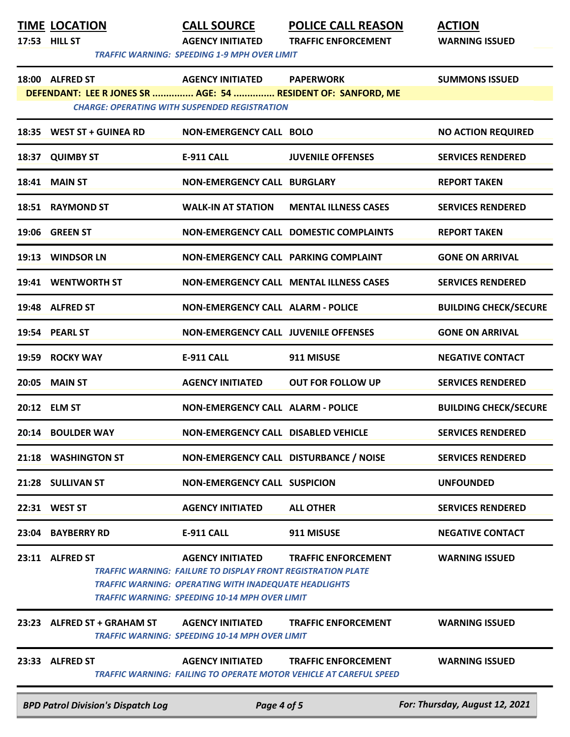| TIME | LOCATION | CALL SOURCE | POLICE CALL REASON | ACTION |
|---|---|---|---|---|
| 17:53 | HILL ST | AGENCY INITIATED | TRAFFIC ENFORCEMENT | WARNING ISSUED |
| | | TRAFFIC WARNING: SPEEDING 1-9 MPH OVER LIMIT | | |
| 18:00 | ALFRED ST | AGENCY INITIATED | PAPERWORK | SUMMONS ISSUED |
| | DEFENDANT: LEE R JONES SR ............... AGE: 54 ............... RESIDENT OF: SANFORD, ME | | | |
| | CHARGE: OPERATING WITH SUSPENDED REGISTRATION | | | |
| 18:35 | WEST ST + GUINEA RD | NON-EMERGENCY CALL | BOLO | NO ACTION REQUIRED |
| 18:37 | QUIMBY ST | E-911 CALL | JUVENILE OFFENSES | SERVICES RENDERED |
| 18:41 | MAIN ST | NON-EMERGENCY CALL | BURGLARY | REPORT TAKEN |
| 18:51 | RAYMOND ST | WALK-IN AT STATION | MENTAL ILLNESS CASES | SERVICES RENDERED |
| 19:06 | GREEN ST | NON-EMERGENCY CALL | DOMESTIC COMPLAINTS | REPORT TAKEN |
| 19:13 | WINDSOR LN | NON-EMERGENCY CALL | PARKING COMPLAINT | GONE ON ARRIVAL |
| 19:41 | WENTWORTH ST | NON-EMERGENCY CALL | MENTAL ILLNESS CASES | SERVICES RENDERED |
| 19:48 | ALFRED ST | NON-EMERGENCY CALL | ALARM - POLICE | BUILDING CHECK/SECURE |
| 19:54 | PEARL ST | NON-EMERGENCY CALL | JUVENILE OFFENSES | GONE ON ARRIVAL |
| 19:59 | ROCKY WAY | E-911 CALL | 911 MISUSE | NEGATIVE CONTACT |
| 20:05 | MAIN ST | AGENCY INITIATED | OUT FOR FOLLOW UP | SERVICES RENDERED |
| 20:12 | ELM ST | NON-EMERGENCY CALL | ALARM - POLICE | BUILDING CHECK/SECURE |
| 20:14 | BOULDER WAY | NON-EMERGENCY CALL | DISABLED VEHICLE | SERVICES RENDERED |
| 21:18 | WASHINGTON ST | NON-EMERGENCY CALL | DISTURBANCE / NOISE | SERVICES RENDERED |
| 21:28 | SULLIVAN ST | NON-EMERGENCY CALL | SUSPICION | UNFOUNDED |
| 22:31 | WEST ST | AGENCY INITIATED | ALL OTHER | SERVICES RENDERED |
| 23:04 | BAYBERRY RD | E-911 CALL | 911 MISUSE | NEGATIVE CONTACT |
| 23:11 | ALFRED ST | AGENCY INITIATED | TRAFFIC ENFORCEMENT | WARNING ISSUED |
| | | TRAFFIC WARNING: FAILURE TO DISPLAY FRONT REGISTRATION PLATE | | |
| | | TRAFFIC WARNING: OPERATING WITH INADEQUATE HEADLIGHTS | | |
| | | TRAFFIC WARNING: SPEEDING 10-14 MPH OVER LIMIT | | |
| 23:23 | ALFRED ST + GRAHAM ST | AGENCY INITIATED | TRAFFIC ENFORCEMENT | WARNING ISSUED |
| | | TRAFFIC WARNING: SPEEDING 10-14 MPH OVER LIMIT | | |
| 23:33 | ALFRED ST | AGENCY INITIATED | TRAFFIC ENFORCEMENT | WARNING ISSUED |
| | | TRAFFIC WARNING: FAILING TO OPERATE MOTOR VEHICLE AT CAREFUL SPEED | | |

BPD Patrol Division's Dispatch Log — For: Thursday, August 12, 2021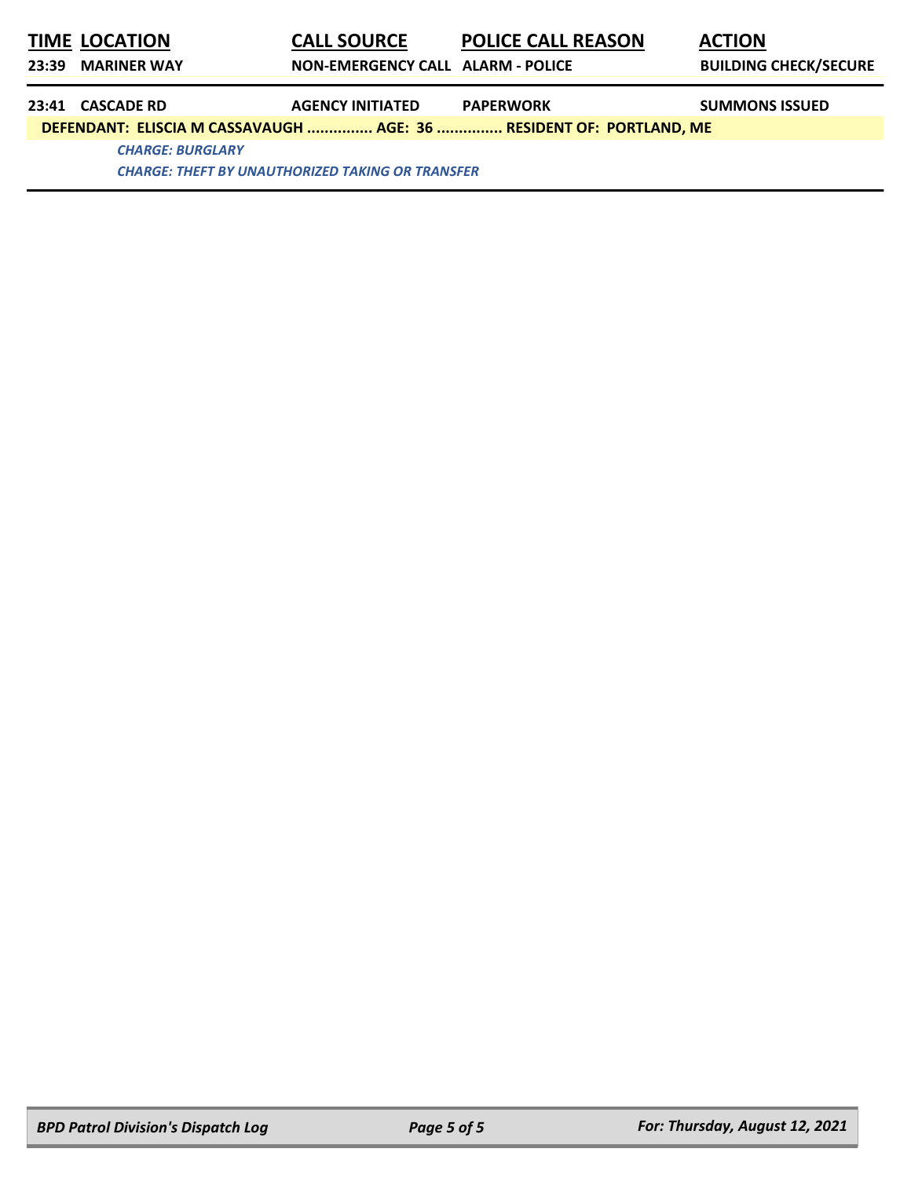| TIME | LOCATION | CALL SOURCE | POLICE CALL REASON | ACTION |
|---|---|---|---|---|
| 23:39 | MARINER WAY | NON-EMERGENCY CALL | ALARM - POLICE | BUILDING CHECK/SECURE |
| 23:41 | CASCADE RD | AGENCY INITIATED | PAPERWORK | SUMMONS ISSUED |

**DEFENDANT: ELISCIA M CASSAVAUGH ............... AGE: 36 ............... RESIDENT OF: PORTLAND, ME**

*CHARGE: BURGLARY*

*CHARGE: THEFT BY UNAUTHORIZED TAKING OR TRANSFER*